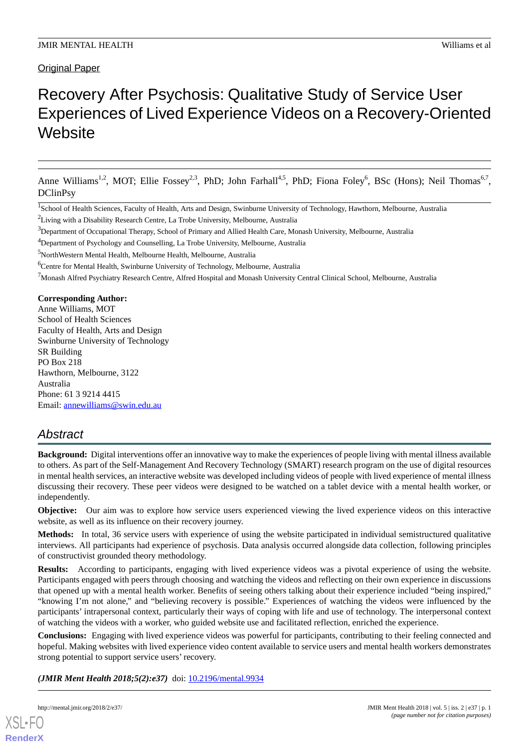Original Paper

# Recovery After Psychosis: Qualitative Study of Service User Experiences of Lived Experience Videos on a Recovery-Oriented Website

Anne Williams[1,2], MOT; Ellie Fossey[2,3], PhD; John Farhall[4,5], PhD; Fiona Foley[6], BSc (Hons); Neil Thomas[6,7], DClinPsy

[1]School of Health Sciences, Faculty of Health, Arts and Design, Swinburne University of Technology, Hawthorn, Melbourne, Australia

[2]Living with a Disability Research Centre, La Trobe University, Melbourne, Australia

[3]Department of Occupational Therapy, School of Primary and Allied Health Care, Monash University, Melbourne, Australia

[4]Department of Psychology and Counselling, La Trobe University, Melbourne, Australia

[5]NorthWestern Mental Health, Melbourne Health, Melbourne, Australia

[6]Centre for Mental Health, Swinburne University of Technology, Melbourne, Australia

[7]Monash Alfred Psychiatry Research Centre, Alfred Hospital and Monash University Central Clinical School, Melbourne, Australia

**Corresponding Author:**
Anne Williams, MOT
School of Health Sciences
Faculty of Health, Arts and Design
Swinburne University of Technology
SR Building
PO Box 218
Hawthorn, Melbourne, 3122
Australia
Phone: 61 3 9214 4415
Email: annewilliams@swin.edu.au

## Abstract

**Background:** Digital interventions offer an innovative way to make the experiences of people living with mental illness available to others. As part of the Self-Management And Recovery Technology (SMART) research program on the use of digital resources in mental health services, an interactive website was developed including videos of people with lived experience of mental illness discussing their recovery. These peer videos were designed to be watched on a tablet device with a mental health worker, or independently.

**Objective:** Our aim was to explore how service users experienced viewing the lived experience videos on this interactive website, as well as its influence on their recovery journey.

**Methods:** In total, 36 service users with experience of using the website participated in individual semistructured qualitative interviews. All participants had experience of psychosis. Data analysis occurred alongside data collection, following principles of constructivist grounded theory methodology.

**Results:** According to participants, engaging with lived experience videos was a pivotal experience of using the website. Participants engaged with peers through choosing and watching the videos and reflecting on their own experience in discussions that opened up with a mental health worker. Benefits of seeing others talking about their experience included "being inspired," "knowing I'm not alone," and "believing recovery is possible." Experiences of watching the videos were influenced by the participants' intrapersonal context, particularly their ways of coping with life and use of technology. The interpersonal context of watching the videos with a worker, who guided website use and facilitated reflection, enriched the experience.

**Conclusions:** Engaging with lived experience videos was powerful for participants, contributing to their feeling connected and hopeful. Making websites with lived experience video content available to service users and mental health workers demonstrates strong potential to support service users' recovery.

***(JMIR Ment Health 2018;5(2):e37)*** doi: 10.2196/mental.9934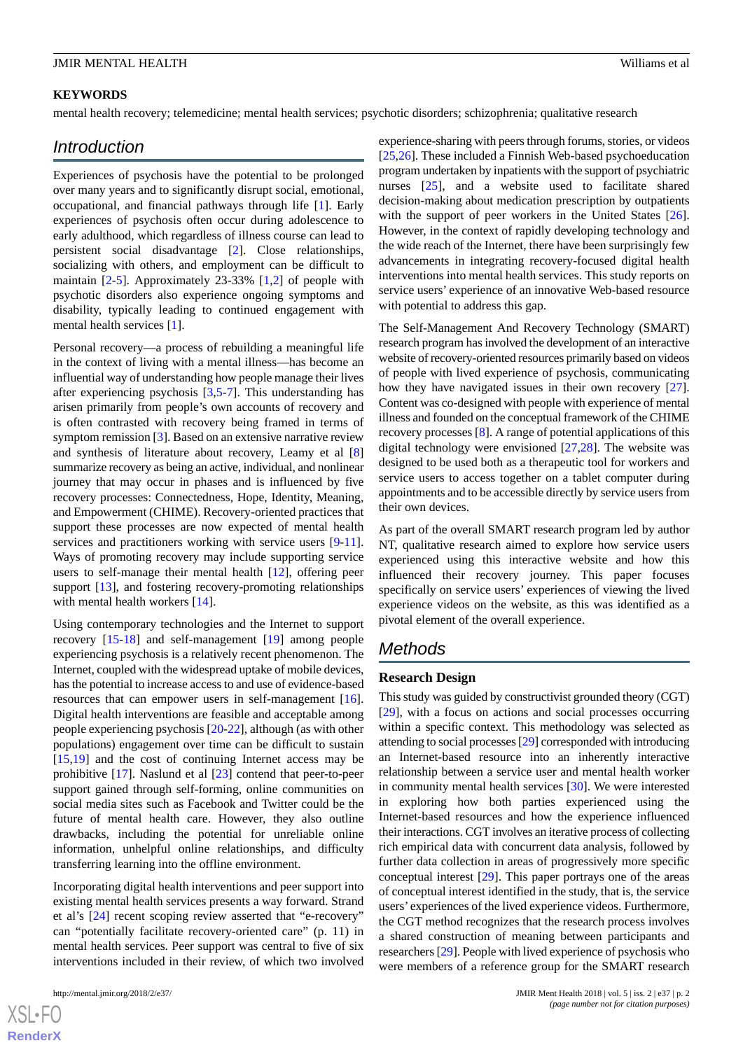## KEYWORDS

mental health recovery; telemedicine; mental health services; psychotic disorders; schizophrenia; qualitative research

## Introduction

Experiences of psychosis have the potential to be prolonged over many years and to significantly disrupt social, emotional, occupational, and financial pathways through life [1]. Early experiences of psychosis often occur during adolescence to early adulthood, which regardless of illness course can lead to persistent social disadvantage [2]. Close relationships, socializing with others, and employment can be difficult to maintain [2-5]. Approximately 23-33% [1,2] of people with psychotic disorders also experience ongoing symptoms and disability, typically leading to continued engagement with mental health services [1].

Personal recovery—a process of rebuilding a meaningful life in the context of living with a mental illness—has become an influential way of understanding how people manage their lives after experiencing psychosis [3,5-7]. This understanding has arisen primarily from people's own accounts of recovery and is often contrasted with recovery being framed in terms of symptom remission [3]. Based on an extensive narrative review and synthesis of literature about recovery, Leamy et al [8] summarize recovery as being an active, individual, and nonlinear journey that may occur in phases and is influenced by five recovery processes: Connectedness, Hope, Identity, Meaning, and Empowerment (CHIME). Recovery-oriented practices that support these processes are now expected of mental health services and practitioners working with service users [9-11]. Ways of promoting recovery may include supporting service users to self-manage their mental health [12], offering peer support [13], and fostering recovery-promoting relationships with mental health workers [14].

Using contemporary technologies and the Internet to support recovery [15-18] and self-management [19] among people experiencing psychosis is a relatively recent phenomenon. The Internet, coupled with the widespread uptake of mobile devices, has the potential to increase access to and use of evidence-based resources that can empower users in self-management [16]. Digital health interventions are feasible and acceptable among people experiencing psychosis [20-22], although (as with other populations) engagement over time can be difficult to sustain [15,19] and the cost of continuing Internet access may be prohibitive [17]. Naslund et al [23] contend that peer-to-peer support gained through self-forming, online communities on social media sites such as Facebook and Twitter could be the future of mental health care. However, they also outline drawbacks, including the potential for unreliable online information, unhelpful online relationships, and difficulty transferring learning into the offline environment.

Incorporating digital health interventions and peer support into existing mental health services presents a way forward. Strand et al's [24] recent scoping review asserted that "e-recovery" can "potentially facilitate recovery-oriented care" (p. 11) in mental health services. Peer support was central to five of six interventions included in their review, of which two involved experience-sharing with peers through forums, stories, or videos [25,26]. These included a Finnish Web-based psychoeducation program undertaken by inpatients with the support of psychiatric nurses [25], and a website used to facilitate shared decision-making about medication prescription by outpatients with the support of peer workers in the United States [26]. However, in the context of rapidly developing technology and the wide reach of the Internet, there have been surprisingly few advancements in integrating recovery-focused digital health interventions into mental health services. This study reports on service users' experience of an innovative Web-based resource with potential to address this gap.

The Self-Management And Recovery Technology (SMART) research program has involved the development of an interactive website of recovery-oriented resources primarily based on videos of people with lived experience of psychosis, communicating how they have navigated issues in their own recovery [27]. Content was co-designed with people with experience of mental illness and founded on the conceptual framework of the CHIME recovery processes [8]. A range of potential applications of this digital technology were envisioned [27,28]. The website was designed to be used both as a therapeutic tool for workers and service users to access together on a tablet computer during appointments and to be accessible directly by service users from their own devices.

As part of the overall SMART research program led by author NT, qualitative research aimed to explore how service users experienced using this interactive website and how this influenced their recovery journey. This paper focuses specifically on service users' experiences of viewing the lived experience videos on the website, as this was identified as a pivotal element of the overall experience.

## Methods

### Research Design

This study was guided by constructivist grounded theory (CGT) [29], with a focus on actions and social processes occurring within a specific context. This methodology was selected as attending to social processes [29] corresponded with introducing an Internet-based resource into an inherently interactive relationship between a service user and mental health worker in community mental health services [30]. We were interested in exploring how both parties experienced using the Internet-based resources and how the experience influenced their interactions. CGT involves an iterative process of collecting rich empirical data with concurrent data analysis, followed by further data collection in areas of progressively more specific conceptual interest [29]. This paper portrays one of the areas of conceptual interest identified in the study, that is, the service users' experiences of the lived experience videos. Furthermore, the CGT method recognizes that the research process involves a shared construction of meaning between participants and researchers [29]. People with lived experience of psychosis who were members of a reference group for the SMART research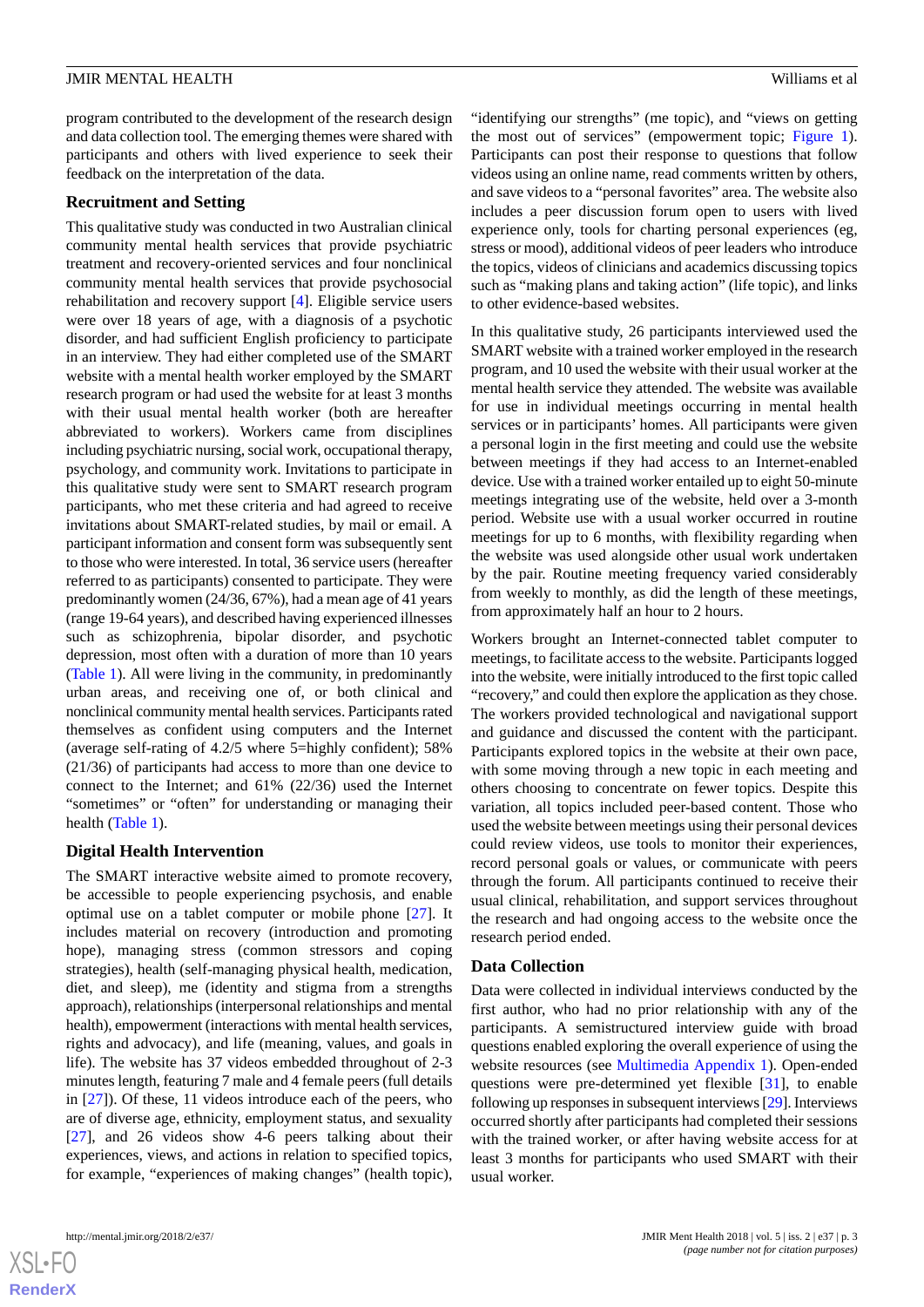program contributed to the development of the research design and data collection tool. The emerging themes were shared with participants and others with lived experience to seek their feedback on the interpretation of the data.

### Recruitment and Setting

This qualitative study was conducted in two Australian clinical community mental health services that provide psychiatric treatment and recovery-oriented services and four nonclinical community mental health services that provide psychosocial rehabilitation and recovery support [4]. Eligible service users were over 18 years of age, with a diagnosis of a psychotic disorder, and had sufficient English proficiency to participate in an interview. They had either completed use of the SMART website with a mental health worker employed by the SMART research program or had used the website for at least 3 months with their usual mental health worker (both are hereafter abbreviated to workers). Workers came from disciplines including psychiatric nursing, social work, occupational therapy, psychology, and community work. Invitations to participate in this qualitative study were sent to SMART research program participants, who met these criteria and had agreed to receive invitations about SMART-related studies, by mail or email. A participant information and consent form was subsequently sent to those who were interested. In total, 36 service users (hereafter referred to as participants) consented to participate. They were predominantly women (24/36, 67%), had a mean age of 41 years (range 19-64 years), and described having experienced illnesses such as schizophrenia, bipolar disorder, and psychotic depression, most often with a duration of more than 10 years (Table 1). All were living in the community, in predominantly urban areas, and receiving one of, or both clinical and nonclinical community mental health services. Participants rated themselves as confident using computers and the Internet (average self-rating of 4.2/5 where 5=highly confident); 58% (21/36) of participants had access to more than one device to connect to the Internet; and 61% (22/36) used the Internet "sometimes" or "often" for understanding or managing their health (Table 1).

### Digital Health Intervention

The SMART interactive website aimed to promote recovery, be accessible to people experiencing psychosis, and enable optimal use on a tablet computer or mobile phone [27]. It includes material on recovery (introduction and promoting hope), managing stress (common stressors and coping strategies), health (self-managing physical health, medication, diet, and sleep), me (identity and stigma from a strengths approach), relationships (interpersonal relationships and mental health), empowerment (interactions with mental health services, rights and advocacy), and life (meaning, values, and goals in life). The website has 37 videos embedded throughout of 2-3 minutes length, featuring 7 male and 4 female peers (full details in [27]). Of these, 11 videos introduce each of the peers, who are of diverse age, ethnicity, employment status, and sexuality [27], and 26 videos show 4-6 peers talking about their experiences, views, and actions in relation to specified topics, for example, "experiences of making changes" (health topic), "identifying our strengths" (me topic), and "views on getting the most out of services" (empowerment topic; Figure 1). Participants can post their response to questions that follow videos using an online name, read comments written by others, and save videos to a "personal favorites" area. The website also includes a peer discussion forum open to users with lived experience only, tools for charting personal experiences (eg, stress or mood), additional videos of peer leaders who introduce the topics, videos of clinicians and academics discussing topics such as "making plans and taking action" (life topic), and links to other evidence-based websites.

In this qualitative study, 26 participants interviewed used the SMART website with a trained worker employed in the research program, and 10 used the website with their usual worker at the mental health service they attended. The website was available for use in individual meetings occurring in mental health services or in participants' homes. All participants were given a personal login in the first meeting and could use the website between meetings if they had access to an Internet-enabled device. Use with a trained worker entailed up to eight 50-minute meetings integrating use of the website, held over a 3-month period. Website use with a usual worker occurred in routine meetings for up to 6 months, with flexibility regarding when the website was used alongside other usual work undertaken by the pair. Routine meeting frequency varied considerably from weekly to monthly, as did the length of these meetings, from approximately half an hour to 2 hours.

Workers brought an Internet-connected tablet computer to meetings, to facilitate access to the website. Participants logged into the website, were initially introduced to the first topic called "recovery," and could then explore the application as they chose. The workers provided technological and navigational support and guidance and discussed the content with the participant. Participants explored topics in the website at their own pace, with some moving through a new topic in each meeting and others choosing to concentrate on fewer topics. Despite this variation, all topics included peer-based content. Those who used the website between meetings using their personal devices could review videos, use tools to monitor their experiences, record personal goals or values, or communicate with peers through the forum. All participants continued to receive their usual clinical, rehabilitation, and support services throughout the research and had ongoing access to the website once the research period ended.

### Data Collection

Data were collected in individual interviews conducted by the first author, who had no prior relationship with any of the participants. A semistructured interview guide with broad questions enabled exploring the overall experience of using the website resources (see Multimedia Appendix 1). Open-ended questions were pre-determined yet flexible [31], to enable following up responses in subsequent interviews [29]. Interviews occurred shortly after participants had completed their sessions with the trained worker, or after having website access for at least 3 months for participants who used SMART with their usual worker.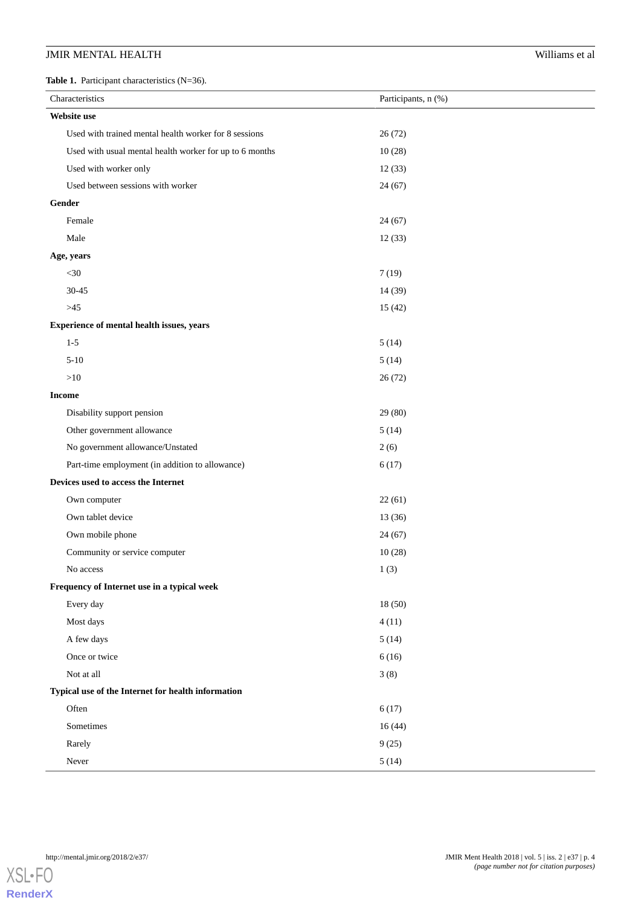**Table 1.** Participant characteristics (N=36).

| Characteristics | Participants, n (%) |
|---|---|
| **Website use** | |
| Used with trained mental health worker for 8 sessions | 26 (72) |
| Used with usual mental health worker for up to 6 months | 10 (28) |
| Used with worker only | 12 (33) |
| Used between sessions with worker | 24 (67) |
| **Gender** | |
| Female | 24 (67) |
| Male | 12 (33) |
| **Age, years** | |
| <30 | 7 (19) |
| 30-45 | 14 (39) |
| >45 | 15 (42) |
| **Experience of mental health issues, years** | |
| 1-5 | 5 (14) |
| 5-10 | 5 (14) |
| >10 | 26 (72) |
| **Income** | |
| Disability support pension | 29 (80) |
| Other government allowance | 5 (14) |
| No government allowance/Unstated | 2 (6) |
| Part-time employment (in addition to allowance) | 6 (17) |
| **Devices used to access the Internet** | |
| Own computer | 22 (61) |
| Own tablet device | 13 (36) |
| Own mobile phone | 24 (67) |
| Community or service computer | 10 (28) |
| No access | 1 (3) |
| **Frequency of Internet use in a typical week** | |
| Every day | 18 (50) |
| Most days | 4 (11) |
| A few days | 5 (14) |
| Once or twice | 6 (16) |
| Not at all | 3 (8) |
| **Typical use of the Internet for health information** | |
| Often | 6 (17) |
| Sometimes | 16 (44) |
| Rarely | 9 (25) |
| Never | 5 (14) |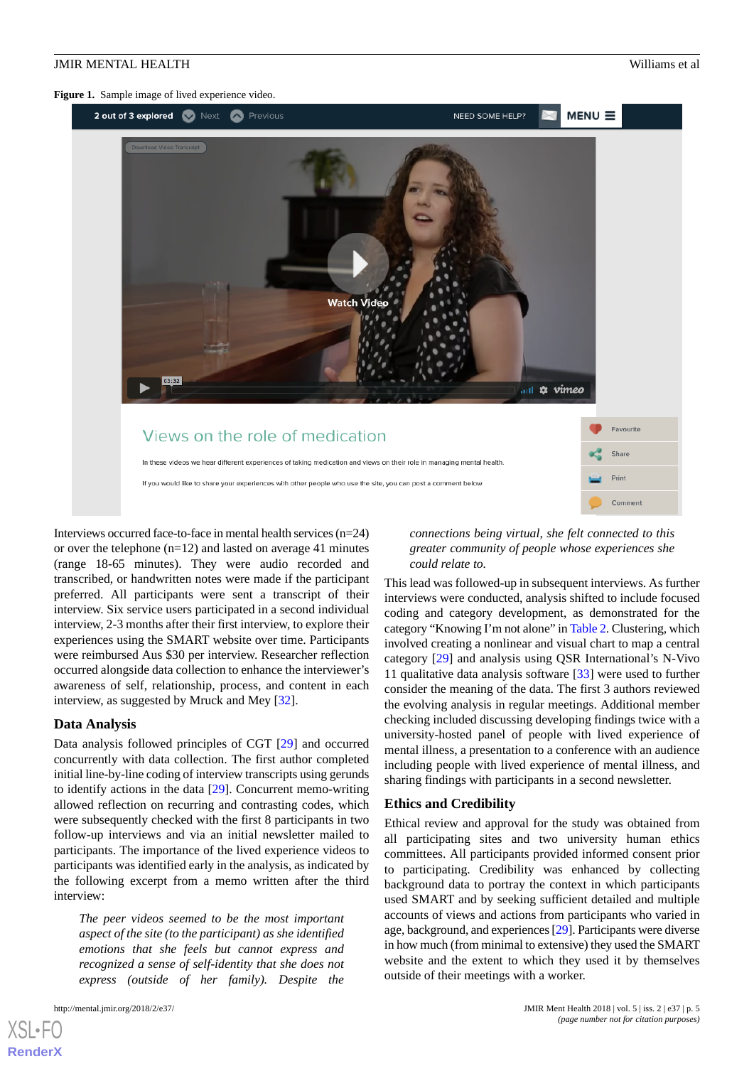**Figure 1.** Sample image of lived experience video.

Interviews occurred face-to-face in mental health services (n=24) or over the telephone (n=12) and lasted on average 41 minutes (range 18-65 minutes). They were audio recorded and transcribed, or handwritten notes were made if the participant preferred. All participants were sent a transcript of their interview. Six service users participated in a second individual interview, 2-3 months after their first interview, to explore their experiences using the SMART website over time. Participants were reimbursed Aus $30 per interview. Researcher reflection occurred alongside data collection to enhance the interviewer's awareness of self, relationship, process, and content in each interview, as suggested by Mruck and Mey [32].

### Data Analysis

Data analysis followed principles of CGT [29] and occurred concurrently with data collection. The first author completed initial line-by-line coding of interview transcripts using gerunds to identify actions in the data [29]. Concurrent memo-writing allowed reflection on recurring and contrasting codes, which were subsequently checked with the first 8 participants in two follow-up interviews and via an initial newsletter mailed to participants. The importance of the lived experience videos to participants was identified early in the analysis, as indicated by the following excerpt from a memo written after the third interview:

> *The peer videos seemed to be the most important aspect of the site (to the participant) as she identified emotions that she feels but cannot express and recognized a sense of self-identity that she does not express (outside of her family). Despite the connections being virtual, she felt connected to this greater community of people whose experiences she could relate to.*

This lead was followed-up in subsequent interviews. As further interviews were conducted, analysis shifted to include focused coding and category development, as demonstrated for the category "Knowing I'm not alone" in Table 2. Clustering, which involved creating a nonlinear and visual chart to map a central category [29] and analysis using QSR International's N-Vivo 11 qualitative data analysis software [33] were used to further consider the meaning of the data. The first 3 authors reviewed the evolving analysis in regular meetings. Additional member checking included discussing developing findings twice with a university-hosted panel of people with lived experience of mental illness, a presentation to a conference with an audience including people with lived experience of mental illness, and sharing findings with participants in a second newsletter.

### Ethics and Credibility

Ethical review and approval for the study was obtained from all participating sites and two university human ethics committees. All participants provided informed consent prior to participating. Credibility was enhanced by collecting background data to portray the context in which participants used SMART and by seeking sufficient detailed and multiple accounts of views and actions from participants who varied in age, background, and experiences [29]. Participants were diverse in how much (from minimal to extensive) they used the SMART website and the extent to which they used it by themselves outside of their meetings with a worker.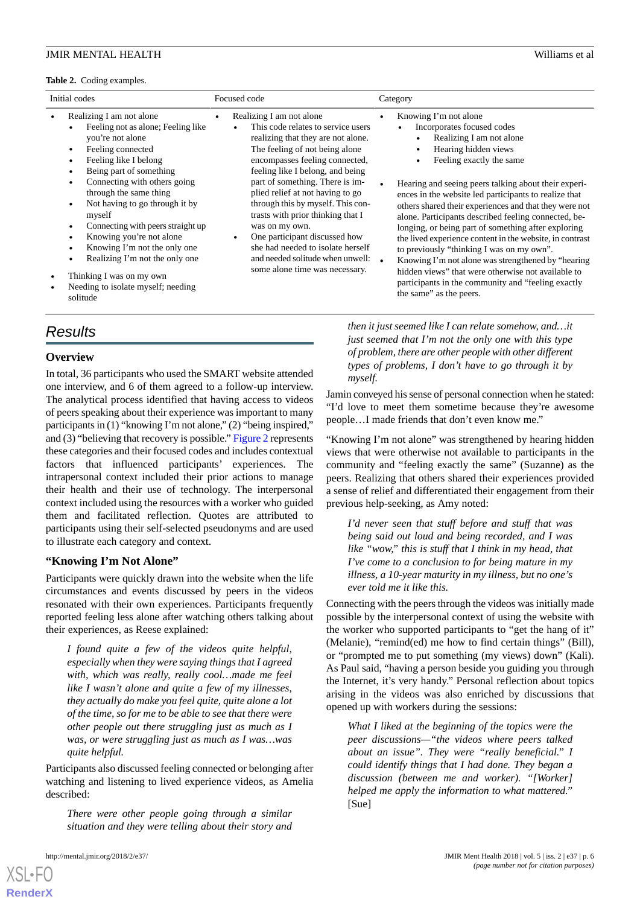**Table 2.** Coding examples.

| Initial codes | Focused code | Category |
|---|---|---|
| • Realizing I am not alone<br>  • Feeling not as alone; Feeling like you're not alone<br>  • Feeling connected<br>  • Feeling like I belong<br>  • Being part of something<br>  • Connecting with others going through the same thing<br>  • Not having to go through it by myself<br>  • Connecting with peers straight up<br>  • Knowing you're not alone<br>  • Knowing I'm not the only one<br>  • Realizing I'm not the only one<br>• Thinking I was on my own<br>• Needing to isolate myself; needing solitude | • Realizing I am not alone<br>  • This code relates to service users realizing that they are not alone. The feeling of not being alone encompasses feeling connected, feeling like I belong, and being part of something. There is implied relief at not having to go through this by myself. This contrasts with prior thinking that I was on my own.<br>  • One participant discussed how she had needed to isolate herself and needed solitude when unwell: some alone time was necessary. | • Knowing I'm not alone<br>  • Incorporates focused codes<br>    • Realizing I am not alone<br>    • Hearing hidden views<br>    • Feeling exactly the same<br>• Hearing and seeing peers talking about their experiences in the website led participants to realize that others shared their experiences and that they were not alone. Participants described feeling connected, belonging, or being part of something after exploring the lived experience content in the website, in contrast to previously "thinking I was on my own".<br>• Knowing I'm not alone was strengthened by "hearing hidden views" that were otherwise not available to participants in the community and "feeling exactly the same" as the peers. |

## Results

### Overview

In total, 36 participants who used the SMART website attended one interview, and 6 of them agreed to a follow-up interview. The analytical process identified that having access to videos of peers speaking about their experience was important to many participants in (1) "knowing I'm not alone," (2) "being inspired," and (3) "believing that recovery is possible." Figure 2 represents these categories and their focused codes and includes contextual factors that influenced participants' experiences. The intrapersonal context included their prior actions to manage their health and their use of technology. The interpersonal context included using the resources with a worker who guided them and facilitated reflection. Quotes are attributed to participants using their self-selected pseudonyms and are used to illustrate each category and context.

### "Knowing I'm Not Alone"

Participants were quickly drawn into the website when the life circumstances and events discussed by peers in the videos resonated with their own experiences. Participants frequently reported feeling less alone after watching others talking about their experiences, as Reese explained:

> *I found quite a few of the videos quite helpful, especially when they were saying things that I agreed with, which was really, really cool…made me feel like I wasn't alone and quite a few of my illnesses, they actually do make you feel quite, quite alone a lot of the time, so for me to be able to see that there were other people out there struggling just as much as I was, or were struggling just as much as I was…was quite helpful.*

Participants also discussed feeling connected or belonging after watching and listening to lived experience videos, as Amelia described:

> *There were other people going through a similar situation and they were telling about their story and then it just seemed like I can relate somehow, and…it just seemed that I'm not the only one with this type of problem, there are other people with other different types of problems, I don't have to go through it by myself.*

Jamin conveyed his sense of personal connection when he stated: "I'd love to meet them sometime because they're awesome people…I made friends that don't even know me."

"Knowing I'm not alone" was strengthened by hearing hidden views that were otherwise not available to participants in the community and "feeling exactly the same" (Suzanne) as the peers. Realizing that others shared their experiences provided a sense of relief and differentiated their engagement from their previous help-seeking, as Amy noted:

> *I'd never seen that stuff before and stuff that was being said out loud and being recorded, and I was like "wow," this is stuff that I think in my head, that I've come to a conclusion to for being mature in my illness, a 10-year maturity in my illness, but no one's ever told me it like this.*

Connecting with the peers through the videos was initially made possible by the interpersonal context of using the website with the worker who supported participants to "get the hang of it" (Melanie), "remind(ed) me how to find certain things" (Bill), or "prompted me to put something (my views) down" (Kali). As Paul said, "having a person beside you guiding you through the Internet, it's very handy." Personal reflection about topics arising in the videos was also enriched by discussions that opened up with workers during the sessions:

> *What I liked at the beginning of the topics were the peer discussions—"the videos where peers talked about an issue". They were "really beneficial." I could identify things that I had done. They began a discussion (between me and worker). "[Worker] helped me apply the information to what mattered."* [Sue]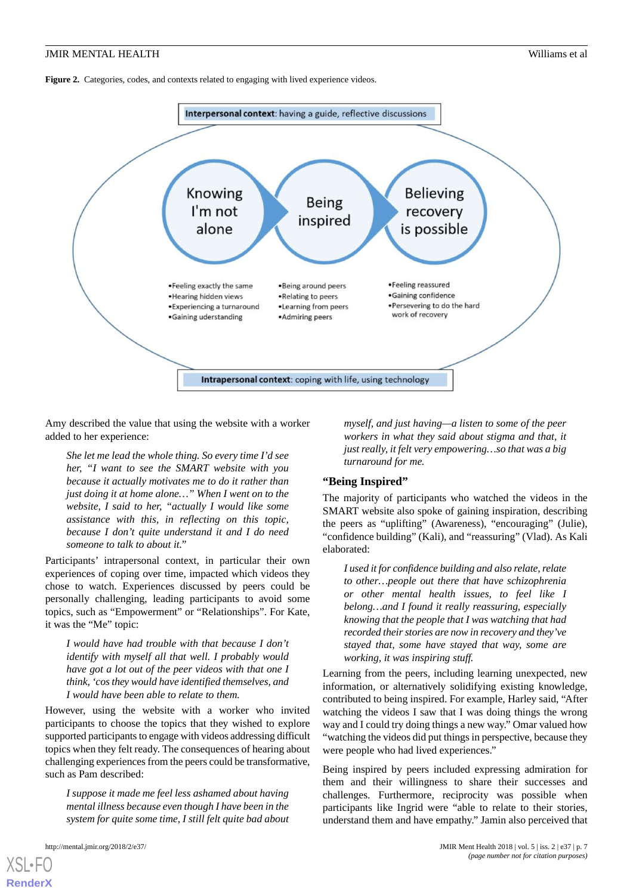**Figure 2.** Categories, codes, and contexts related to engaging with lived experience videos.

**Interpersonal context**: having a guide, reflective discussions

Knowing I'm not alone → Being inspired → Believing recovery is possible

- Feeling exactly the same
- Hearing hidden views
- Experiencing a turnaround
- Gaining understanding

- Being around peers
- Relating to peers
- Learning from peers
- Admiring peers

- Feeling reassured
- Gaining confidence
- Persevering to do the hard work of recovery

**Intrapersonal context**: coping with life, using technology

Amy described the value that using the website with a worker added to her experience:

> *She let me lead the whole thing. So every time I'd see her, "I want to see the SMART website with you because it actually motivates me to do it rather than just doing it at home alone…" When I went on to the website, I said to her, "actually I would like some assistance with this, in reflecting on this topic, because I don't quite understand it and I do need someone to talk to about it."*

Participants' intrapersonal context, in particular their own experiences of coping over time, impacted which videos they chose to watch. Experiences discussed by peers could be personally challenging, leading participants to avoid some topics, such as "Empowerment" or "Relationships". For Kate, it was the "Me" topic:

> *I would have had trouble with that because I don't identify with myself all that well. I probably would have got a lot out of the peer videos with that one I think, 'cos they would have identified themselves, and I would have been able to relate to them.*

However, using the website with a worker who invited participants to choose the topics that they wished to explore supported participants to engage with videos addressing difficult topics when they felt ready. The consequences of hearing about challenging experiences from the peers could be transformative, such as Pam described:

> *I suppose it made me feel less ashamed about having mental illness because even though I have been in the system for quite some time, I still felt quite bad about myself, and just having—a listen to some of the peer workers in what they said about stigma and that, it just really, it felt very empowering…so that was a big turnaround for me.*

## "Being Inspired"

The majority of participants who watched the videos in the SMART website also spoke of gaining inspiration, describing the peers as "uplifting" (Awareness), "encouraging" (Julie), "confidence building" (Kali), and "reassuring" (Vlad). As Kali elaborated:

> *I used it for confidence building and also relate, relate to other…people out there that have schizophrenia or other mental health issues, to feel like I belong…and I found it really reassuring, especially knowing that the people that I was watching that had recorded their stories are now in recovery and they've stayed that, some have stayed that way, some are working, it was inspiring stuff.*

Learning from the peers, including learning unexpected, new information, or alternatively solidifying existing knowledge, contributed to being inspired. For example, Harley said, "After watching the videos I saw that I was doing things the wrong way and I could try doing things a new way." Omar valued how "watching the videos did put things in perspective, because they were people who had lived experiences."

Being inspired by peers included expressing admiration for them and their willingness to share their successes and challenges. Furthermore, reciprocity was possible when participants like Ingrid were "able to relate to their stories, understand them and have empathy." Jamin also perceived that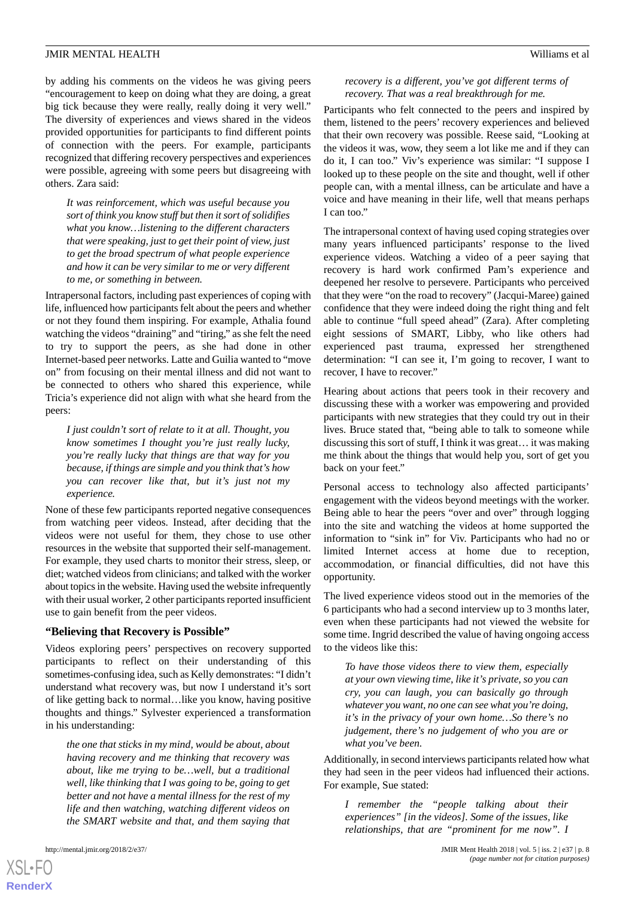by adding his comments on the videos he was giving peers "encouragement to keep on doing what they are doing, a great big tick because they were really, really doing it very well." The diversity of experiences and views shared in the videos provided opportunities for participants to find different points of connection with the peers. For example, participants recognized that differing recovery perspectives and experiences were possible, agreeing with some peers but disagreeing with others. Zara said:

> *It was reinforcement, which was useful because you sort of think you know stuff but then it sort of solidifies what you know…listening to the different characters that were speaking, just to get their point of view, just to get the broad spectrum of what people experience and how it can be very similar to me or very different to me, or something in between.*

Intrapersonal factors, including past experiences of coping with life, influenced how participants felt about the peers and whether or not they found them inspiring. For example, Athalia found watching the videos "draining" and "tiring," as she felt the need to try to support the peers, as she had done in other Internet-based peer networks. Latte and Guilia wanted to "move on" from focusing on their mental illness and did not want to be connected to others who shared this experience, while Tricia's experience did not align with what she heard from the peers:

> *I just couldn't sort of relate to it at all. Thought, you know sometimes I thought you're just really lucky, you're really lucky that things are that way for you because, if things are simple and you think that's how you can recover like that, but it's just not my experience.*

None of these few participants reported negative consequences from watching peer videos. Instead, after deciding that the videos were not useful for them, they chose to use other resources in the website that supported their self-management. For example, they used charts to monitor their stress, sleep, or diet; watched videos from clinicians; and talked with the worker about topics in the website. Having used the website infrequently with their usual worker, 2 other participants reported insufficient use to gain benefit from the peer videos.

### "Believing that Recovery is Possible"

Videos exploring peers' perspectives on recovery supported participants to reflect on their understanding of this sometimes-confusing idea, such as Kelly demonstrates: "I didn't understand what recovery was, but now I understand it's sort of like getting back to normal…like you know, having positive thoughts and things." Sylvester experienced a transformation in his understanding:

> *the one that sticks in my mind, would be about, about having recovery and me thinking that recovery was about, like me trying to be…well, but a traditional well, like thinking that I was going to be, going to get better and not have a mental illness for the rest of my life and then watching, watching different videos on the SMART website and that, and them saying that recovery is a different, you've got different terms of recovery. That was a real breakthrough for me.*

Participants who felt connected to the peers and inspired by them, listened to the peers' recovery experiences and believed that their own recovery was possible. Reese said, "Looking at the videos it was, wow, they seem a lot like me and if they can do it, I can too." Viv's experience was similar: "I suppose I looked up to these people on the site and thought, well if other people can, with a mental illness, can be articulate and have a voice and have meaning in their life, well that means perhaps I can too."

The intrapersonal context of having used coping strategies over many years influenced participants' response to the lived experience videos. Watching a video of a peer saying that recovery is hard work confirmed Pam's experience and deepened her resolve to persevere. Participants who perceived that they were "on the road to recovery" (Jacqui-Maree) gained confidence that they were indeed doing the right thing and felt able to continue "full speed ahead" (Zara). After completing eight sessions of SMART, Libby, who like others had experienced past trauma, expressed her strengthened determination: "I can see it, I'm going to recover, I want to recover, I have to recover."

Hearing about actions that peers took in their recovery and discussing these with a worker was empowering and provided participants with new strategies that they could try out in their lives. Bruce stated that, "being able to talk to someone while discussing this sort of stuff, I think it was great… it was making me think about the things that would help you, sort of get you back on your feet."

Personal access to technology also affected participants' engagement with the videos beyond meetings with the worker. Being able to hear the peers "over and over" through logging into the site and watching the videos at home supported the information to "sink in" for Viv. Participants who had no or limited Internet access at home due to reception, accommodation, or financial difficulties, did not have this opportunity.

The lived experience videos stood out in the memories of the 6 participants who had a second interview up to 3 months later, even when these participants had not viewed the website for some time. Ingrid described the value of having ongoing access to the videos like this:

> *To have those videos there to view them, especially at your own viewing time, like it's private, so you can cry, you can laugh, you can basically go through whatever you want, no one can see what you're doing, it's in the privacy of your own home…So there's no judgement, there's no judgement of who you are or what you've been.*

Additionally, in second interviews participants related how what they had seen in the peer videos had influenced their actions. For example, Sue stated:

> *I remember the "people talking about their experiences" [in the videos]. Some of the issues, like relationships, that are "prominent for me now". I*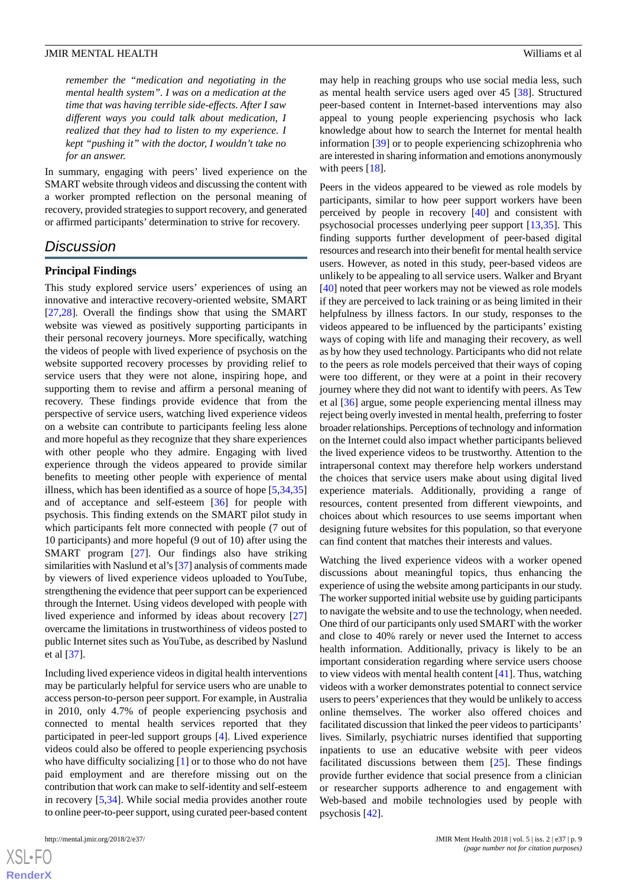*remember the "medication and negotiating in the mental health system". I was on a medication at the time that was having terrible side-effects. After I saw different ways you could talk about medication, I realized that they had to listen to my experience. I kept "pushing it" with the doctor, I wouldn't take no for an answer.*

In summary, engaging with peers' lived experience on the SMART website through videos and discussing the content with a worker prompted reflection on the personal meaning of recovery, provided strategies to support recovery, and generated or affirmed participants' determination to strive for recovery.

## Discussion

### Principal Findings

This study explored service users' experiences of using an innovative and interactive recovery-oriented website, SMART [27,28]. Overall the findings show that using the SMART website was viewed as positively supporting participants in their personal recovery journeys. More specifically, watching the videos of people with lived experience of psychosis on the website supported recovery processes by providing relief to service users that they were not alone, inspiring hope, and supporting them to revise and affirm a personal meaning of recovery. These findings provide evidence that from the perspective of service users, watching lived experience videos on a website can contribute to participants feeling less alone and more hopeful as they recognize that they share experiences with other people who they admire. Engaging with lived experience through the videos appeared to provide similar benefits to meeting other people with experience of mental illness, which has been identified as a source of hope [5,34,35] and of acceptance and self-esteem [36] for people with psychosis. This finding extends on the SMART pilot study in which participants felt more connected with people (7 out of 10 participants) and more hopeful (9 out of 10) after using the SMART program [27]. Our findings also have striking similarities with Naslund et al's [37] analysis of comments made by viewers of lived experience videos uploaded to YouTube, strengthening the evidence that peer support can be experienced through the Internet. Using videos developed with people with lived experience and informed by ideas about recovery [27] overcame the limitations in trustworthiness of videos posted to public Internet sites such as YouTube, as described by Naslund et al [37].

Including lived experience videos in digital health interventions may be particularly helpful for service users who are unable to access person-to-person peer support. For example, in Australia in 2010, only 4.7% of people experiencing psychosis and connected to mental health services reported that they participated in peer-led support groups [4]. Lived experience videos could also be offered to people experiencing psychosis who have difficulty socializing [1] or to those who do not have paid employment and are therefore missing out on the contribution that work can make to self-identity and self-esteem in recovery [5,34]. While social media provides another route to online peer-to-peer support, using curated peer-based content may help in reaching groups who use social media less, such as mental health service users aged over 45 [38]. Structured peer-based content in Internet-based interventions may also appeal to young people experiencing psychosis who lack knowledge about how to search the Internet for mental health information [39] or to people experiencing schizophrenia who are interested in sharing information and emotions anonymously with peers [18].

Peers in the videos appeared to be viewed as role models by participants, similar to how peer support workers have been perceived by people in recovery [40] and consistent with psychosocial processes underlying peer support [13,35]. This finding supports further development of peer-based digital resources and research into their benefit for mental health service users. However, as noted in this study, peer-based videos are unlikely to be appealing to all service users. Walker and Bryant [40] noted that peer workers may not be viewed as role models if they are perceived to lack training or as being limited in their helpfulness by illness factors. In our study, responses to the videos appeared to be influenced by the participants' existing ways of coping with life and managing their recovery, as well as by how they used technology. Participants who did not relate to the peers as role models perceived that their ways of coping were too different, or they were at a point in their recovery journey where they did not want to identify with peers. As Tew et al [36] argue, some people experiencing mental illness may reject being overly invested in mental health, preferring to foster broader relationships. Perceptions of technology and information on the Internet could also impact whether participants believed the lived experience videos to be trustworthy. Attention to the intrapersonal context may therefore help workers understand the choices that service users make about using digital lived experience materials. Additionally, providing a range of resources, content presented from different viewpoints, and choices about which resources to use seems important when designing future websites for this population, so that everyone can find content that matches their interests and values.

Watching the lived experience videos with a worker opened discussions about meaningful topics, thus enhancing the experience of using the website among participants in our study. The worker supported initial website use by guiding participants to navigate the website and to use the technology, when needed. One third of our participants only used SMART with the worker and close to 40% rarely or never used the Internet to access health information. Additionally, privacy is likely to be an important consideration regarding where service users choose to view videos with mental health content [41]. Thus, watching videos with a worker demonstrates potential to connect service users to peers' experiences that they would be unlikely to access online themselves. The worker also offered choices and facilitated discussion that linked the peer videos to participants' lives. Similarly, psychiatric nurses identified that supporting inpatients to use an educative website with peer videos facilitated discussions between them [25]. These findings provide further evidence that social presence from a clinician or researcher supports adherence to and engagement with Web-based and mobile technologies used by people with psychosis [42].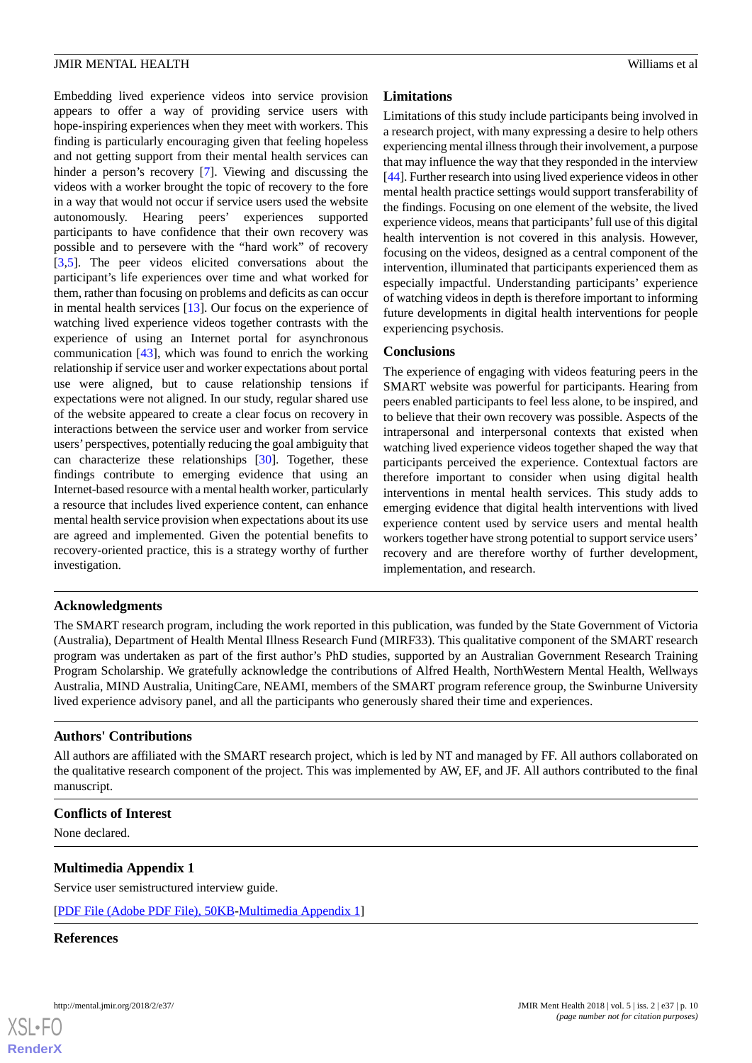Embedding lived experience videos into service provision appears to offer a way of providing service users with hope-inspiring experiences when they meet with workers. This finding is particularly encouraging given that feeling hopeless and not getting support from their mental health services can hinder a person's recovery [7]. Viewing and discussing the videos with a worker brought the topic of recovery to the fore in a way that would not occur if service users used the website autonomously. Hearing peers' experiences supported participants to have confidence that their own recovery was possible and to persevere with the "hard work" of recovery [3,5]. The peer videos elicited conversations about the participant's life experiences over time and what worked for them, rather than focusing on problems and deficits as can occur in mental health services [13]. Our focus on the experience of watching lived experience videos together contrasts with the experience of using an Internet portal for asynchronous communication [43], which was found to enrich the working relationship if service user and worker expectations about portal use were aligned, but to cause relationship tensions if expectations were not aligned. In our study, regular shared use of the website appeared to create a clear focus on recovery in interactions between the service user and worker from service users' perspectives, potentially reducing the goal ambiguity that can characterize these relationships [30]. Together, these findings contribute to emerging evidence that using an Internet-based resource with a mental health worker, particularly a resource that includes lived experience content, can enhance mental health service provision when expectations about its use are agreed and implemented. Given the potential benefits to recovery-oriented practice, this is a strategy worthy of further investigation.

## Limitations

Limitations of this study include participants being involved in a research project, with many expressing a desire to help others experiencing mental illness through their involvement, a purpose that may influence the way that they responded in the interview [44]. Further research into using lived experience videos in other mental health practice settings would support transferability of the findings. Focusing on one element of the website, the lived experience videos, means that participants' full use of this digital health intervention is not covered in this analysis. However, focusing on the videos, designed as a central component of the intervention, illuminated that participants experienced them as especially impactful. Understanding participants' experience of watching videos in depth is therefore important to informing future developments in digital health interventions for people experiencing psychosis.

## Conclusions

The experience of engaging with videos featuring peers in the SMART website was powerful for participants. Hearing from peers enabled participants to feel less alone, to be inspired, and to believe that their own recovery was possible. Aspects of the intrapersonal and interpersonal contexts that existed when watching lived experience videos together shaped the way that participants perceived the experience. Contextual factors are therefore important to consider when using digital health interventions in mental health services. This study adds to emerging evidence that digital health interventions with lived experience content used by service users and mental health workers together have strong potential to support service users' recovery and are therefore worthy of further development, implementation, and research.

## Acknowledgments

The SMART research program, including the work reported in this publication, was funded by the State Government of Victoria (Australia), Department of Health Mental Illness Research Fund (MIRF33). This qualitative component of the SMART research program was undertaken as part of the first author's PhD studies, supported by an Australian Government Research Training Program Scholarship. We gratefully acknowledge the contributions of Alfred Health, NorthWestern Mental Health, Wellways Australia, MIND Australia, UnitingCare, NEAMI, members of the SMART program reference group, the Swinburne University lived experience advisory panel, and all the participants who generously shared their time and experiences.

## Authors' Contributions

All authors are affiliated with the SMART research project, which is led by NT and managed by FF. All authors collaborated on the qualitative research component of the project. This was implemented by AW, EF, and JF. All authors contributed to the final manuscript.

## Conflicts of Interest

None declared.

## Multimedia Appendix 1

Service user semistructured interview guide.

[PDF File (Adobe PDF File), 50KB-Multimedia Appendix 1]

## References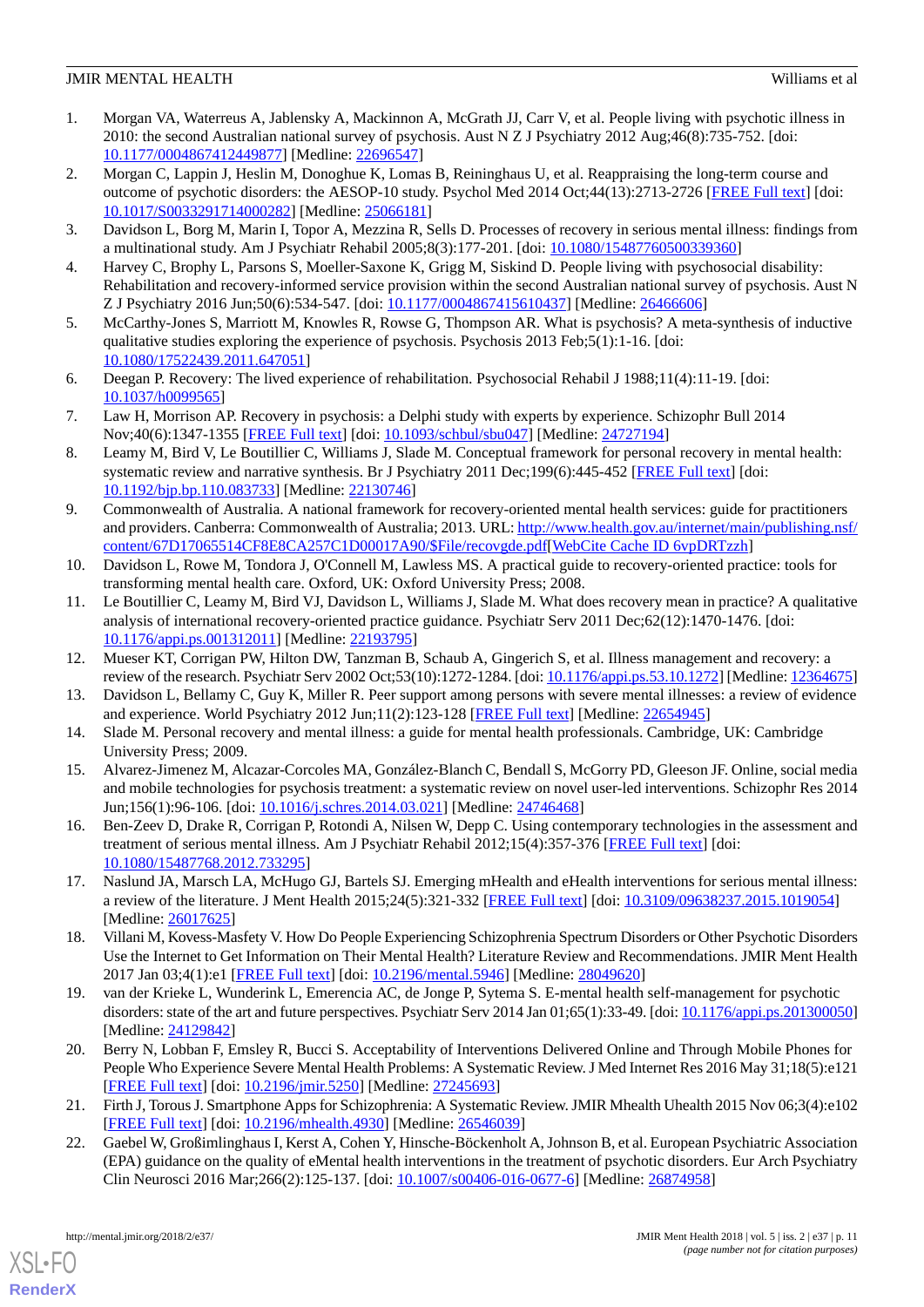1. Morgan VA, Waterreus A, Jablensky A, Mackinnon A, McGrath JJ, Carr V, et al. People living with psychotic illness in 2010: the second Australian national survey of psychosis. Aust N Z J Psychiatry 2012 Aug;46(8):735-752. [doi: 10.1177/0004867412449877] [Medline: 22696547]
2. Morgan C, Lappin J, Heslin M, Donoghue K, Lomas B, Reininghaus U, et al. Reappraising the long-term course and outcome of psychotic disorders: the AESOP-10 study. Psychol Med 2014 Oct;44(13):2713-2726 [FREE Full text] [doi: 10.1017/S0033291714000282] [Medline: 25066181]
3. Davidson L, Borg M, Marin I, Topor A, Mezzina R, Sells D. Processes of recovery in serious mental illness: findings from a multinational study. Am J Psychiatr Rehabil 2005;8(3):177-201. [doi: 10.1080/15487760500339360]
4. Harvey C, Brophy L, Parsons S, Moeller-Saxone K, Grigg M, Siskind D. People living with psychosocial disability: Rehabilitation and recovery-informed service provision within the second Australian national survey of psychosis. Aust N Z J Psychiatry 2016 Jun;50(6):534-547. [doi: 10.1177/0004867415610437] [Medline: 26466606]
5. McCarthy-Jones S, Marriott M, Knowles R, Rowse G, Thompson AR. What is psychosis? A meta-synthesis of inductive qualitative studies exploring the experience of psychosis. Psychosis 2013 Feb;5(1):1-16. [doi: 10.1080/17522439.2011.647051]
6. Deegan P. Recovery: The lived experience of rehabilitation. Psychosocial Rehabil J 1988;11(4):11-19. [doi: 10.1037/h0099565]
7. Law H, Morrison AP. Recovery in psychosis: a Delphi study with experts by experience. Schizophr Bull 2014 Nov;40(6):1347-1355 [FREE Full text] [doi: 10.1093/schbul/sbu047] [Medline: 24727194]
8. Leamy M, Bird V, Le Boutillier C, Williams J, Slade M. Conceptual framework for personal recovery in mental health: systematic review and narrative synthesis. Br J Psychiatry 2011 Dec;199(6):445-452 [FREE Full text] [doi: 10.1192/bjp.bp.110.083733] [Medline: 22130746]
9. Commonwealth of Australia. A national framework for recovery-oriented mental health services: guide for practitioners and providers. Canberra: Commonwealth of Australia; 2013. URL: http://www.health.gov.au/internet/main/publishing.nsf/content/67D17065514CF8E8CA257C1D00017A90/$File/recovgde.pdf[WebCite Cache ID 6vpDRTzzh]
10. Davidson L, Rowe M, Tondora J, O'Connell M, Lawless MS. A practical guide to recovery-oriented practice: tools for transforming mental health care. Oxford, UK: Oxford University Press; 2008.
11. Le Boutillier C, Leamy M, Bird VJ, Davidson L, Williams J, Slade M. What does recovery mean in practice? A qualitative analysis of international recovery-oriented practice guidance. Psychiatr Serv 2011 Dec;62(12):1470-1476. [doi: 10.1176/appi.ps.001312011] [Medline: 22193795]
12. Mueser KT, Corrigan PW, Hilton DW, Tanzman B, Schaub A, Gingerich S, et al. Illness management and recovery: a review of the research. Psychiatr Serv 2002 Oct;53(10):1272-1284. [doi: 10.1176/appi.ps.53.10.1272] [Medline: 12364675]
13. Davidson L, Bellamy C, Guy K, Miller R. Peer support among persons with severe mental illnesses: a review of evidence and experience. World Psychiatry 2012 Jun;11(2):123-128 [FREE Full text] [Medline: 22654945]
14. Slade M. Personal recovery and mental illness: a guide for mental health professionals. Cambridge, UK: Cambridge University Press; 2009.
15. Alvarez-Jimenez M, Alcazar-Corcoles MA, González-Blanch C, Bendall S, McGorry PD, Gleeson JF. Online, social media and mobile technologies for psychosis treatment: a systematic review on novel user-led interventions. Schizophr Res 2014 Jun;156(1):96-106. [doi: 10.1016/j.schres.2014.03.021] [Medline: 24746468]
16. Ben-Zeev D, Drake R, Corrigan P, Rotondi A, Nilsen W, Depp C. Using contemporary technologies in the assessment and treatment of serious mental illness. Am J Psychiatr Rehabil 2012;15(4):357-376 [FREE Full text] [doi: 10.1080/15487768.2012.733295]
17. Naslund JA, Marsch LA, McHugo GJ, Bartels SJ. Emerging mHealth and eHealth interventions for serious mental illness: a review of the literature. J Ment Health 2015;24(5):321-332 [FREE Full text] [doi: 10.3109/09638237.2015.1019054] [Medline: 26017625]
18. Villani M, Kovess-Masfety V. How Do People Experiencing Schizophrenia Spectrum Disorders or Other Psychotic Disorders Use the Internet to Get Information on Their Mental Health? Literature Review and Recommendations. JMIR Ment Health 2017 Jan 03;4(1):e1 [FREE Full text] [doi: 10.2196/mental.5946] [Medline: 28049620]
19. van der Krieke L, Wunderink L, Emerencia AC, de Jonge P, Sytema S. E-mental health self-management for psychotic disorders: state of the art and future perspectives. Psychiatr Serv 2014 Jan 01;65(1):33-49. [doi: 10.1176/appi.ps.201300050] [Medline: 24129842]
20. Berry N, Lobban F, Emsley R, Bucci S. Acceptability of Interventions Delivered Online and Through Mobile Phones for People Who Experience Severe Mental Health Problems: A Systematic Review. J Med Internet Res 2016 May 31;18(5):e121 [FREE Full text] [doi: 10.2196/jmir.5250] [Medline: 27245693]
21. Firth J, Torous J. Smartphone Apps for Schizophrenia: A Systematic Review. JMIR Mhealth Uhealth 2015 Nov 06;3(4):e102 [FREE Full text] [doi: 10.2196/mhealth.4930] [Medline: 26546039]
22. Gaebel W, Großimlinghaus I, Kerst A, Cohen Y, Hinsche-Böckenholt A, Johnson B, et al. European Psychiatric Association (EPA) guidance on the quality of eMental health interventions in the treatment of psychotic disorders. Eur Arch Psychiatry Clin Neurosci 2016 Mar;266(2):125-137. [doi: 10.1007/s00406-016-0677-6] [Medline: 26874958]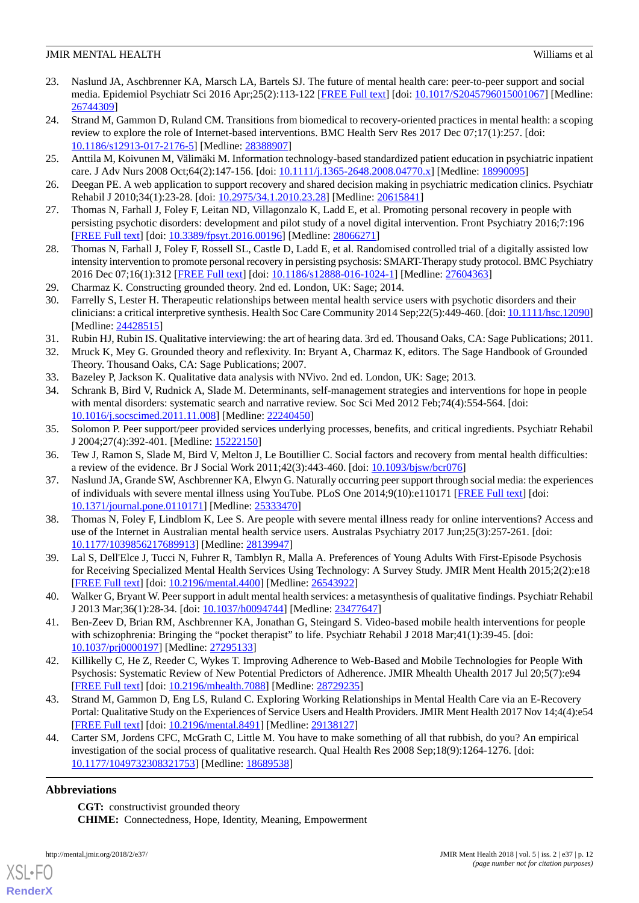23. Naslund JA, Aschbrenner KA, Marsch LA, Bartels SJ. The future of mental health care: peer-to-peer support and social media. Epidemiol Psychiatr Sci 2016 Apr;25(2):113-122 [FREE Full text] [doi: 10.1017/S2045796015001067] [Medline: 26744309]
24. Strand M, Gammon D, Ruland CM. Transitions from biomedical to recovery-oriented practices in mental health: a scoping review to explore the role of Internet-based interventions. BMC Health Serv Res 2017 Dec 07;17(1):257. [doi: 10.1186/s12913-017-2176-5] [Medline: 28388907]
25. Anttila M, Koivunen M, Välimäki M. Information technology-based standardized patient education in psychiatric inpatient care. J Adv Nurs 2008 Oct;64(2):147-156. [doi: 10.1111/j.1365-2648.2008.04770.x] [Medline: 18990095]
26. Deegan PE. A web application to support recovery and shared decision making in psychiatric medication clinics. Psychiatr Rehabil J 2010;34(1):23-28. [doi: 10.2975/34.1.2010.23.28] [Medline: 20615841]
27. Thomas N, Farhall J, Foley F, Leitan ND, Villagonzalo K, Ladd E, et al. Promoting personal recovery in people with persisting psychotic disorders: development and pilot study of a novel digital intervention. Front Psychiatry 2016;7:196 [FREE Full text] [doi: 10.3389/fpsyt.2016.00196] [Medline: 28066271]
28. Thomas N, Farhall J, Foley F, Rossell SL, Castle D, Ladd E, et al. Randomised controlled trial of a digitally assisted low intensity intervention to promote personal recovery in persisting psychosis: SMART-Therapy study protocol. BMC Psychiatry 2016 Dec 07;16(1):312 [FREE Full text] [doi: 10.1186/s12888-016-1024-1] [Medline: 27604363]
29. Charmaz K. Constructing grounded theory. 2nd ed. London, UK: Sage; 2014.
30. Farrelly S, Lester H. Therapeutic relationships between mental health service users with psychotic disorders and their clinicians: a critical interpretive synthesis. Health Soc Care Community 2014 Sep;22(5):449-460. [doi: 10.1111/hsc.12090] [Medline: 24428515]
31. Rubin HJ, Rubin IS. Qualitative interviewing: the art of hearing data. 3rd ed. Thousand Oaks, CA: Sage Publications; 2011.
32. Mruck K, Mey G. Grounded theory and reflexivity. In: Bryant A, Charmaz K, editors. The Sage Handbook of Grounded Theory. Thousand Oaks, CA: Sage Publications; 2007.
33. Bazeley P, Jackson K. Qualitative data analysis with NVivo. 2nd ed. London, UK: Sage; 2013.
34. Schrank B, Bird V, Rudnick A, Slade M. Determinants, self-management strategies and interventions for hope in people with mental disorders: systematic search and narrative review. Soc Sci Med 2012 Feb;74(4):554-564. [doi: 10.1016/j.socscimed.2011.11.008] [Medline: 22240450]
35. Solomon P. Peer support/peer provided services underlying processes, benefits, and critical ingredients. Psychiatr Rehabil J 2004;27(4):392-401. [Medline: 15222150]
36. Tew J, Ramon S, Slade M, Bird V, Melton J, Le Boutillier C. Social factors and recovery from mental health difficulties: a review of the evidence. Br J Social Work 2011;42(3):443-460. [doi: 10.1093/bjsw/bcr076]
37. Naslund JA, Grande SW, Aschbrenner KA, Elwyn G. Naturally occurring peer support through social media: the experiences of individuals with severe mental illness using YouTube. PLoS One 2014;9(10):e110171 [FREE Full text] [doi: 10.1371/journal.pone.0110171] [Medline: 25333470]
38. Thomas N, Foley F, Lindblom K, Lee S. Are people with severe mental illness ready for online interventions? Access and use of the Internet in Australian mental health service users. Australas Psychiatry 2017 Jun;25(3):257-261. [doi: 10.1177/1039856217689913] [Medline: 28139947]
39. Lal S, Dell'Elce J, Tucci N, Fuhrer R, Tamblyn R, Malla A. Preferences of Young Adults With First-Episode Psychosis for Receiving Specialized Mental Health Services Using Technology: A Survey Study. JMIR Ment Health 2015;2(2):e18 [FREE Full text] [doi: 10.2196/mental.4400] [Medline: 26543922]
40. Walker G, Bryant W. Peer support in adult mental health services: a metasynthesis of qualitative findings. Psychiatr Rehabil J 2013 Mar;36(1):28-34. [doi: 10.1037/h0094744] [Medline: 23477647]
41. Ben-Zeev D, Brian RM, Aschbrenner KA, Jonathan G, Steingard S. Video-based mobile health interventions for people with schizophrenia: Bringing the "pocket therapist" to life. Psychiatr Rehabil J 2018 Mar;41(1):39-45. [doi: 10.1037/prj0000197] [Medline: 27295133]
42. Killikelly C, He Z, Reeder C, Wykes T. Improving Adherence to Web-Based and Mobile Technologies for People With Psychosis: Systematic Review of New Potential Predictors of Adherence. JMIR Mhealth Uhealth 2017 Jul 20;5(7):e94 [FREE Full text] [doi: 10.2196/mhealth.7088] [Medline: 28729235]
43. Strand M, Gammon D, Eng LS, Ruland C. Exploring Working Relationships in Mental Health Care via an E-Recovery Portal: Qualitative Study on the Experiences of Service Users and Health Providers. JMIR Ment Health 2017 Nov 14;4(4):e54 [FREE Full text] [doi: 10.2196/mental.8491] [Medline: 29138127]
44. Carter SM, Jordens CFC, McGrath C, Little M. You have to make something of all that rubbish, do you? An empirical investigation of the social process of qualitative research. Qual Health Res 2008 Sep;18(9):1264-1276. [doi: 10.1177/1049732308321753] [Medline: 18689538]

## Abbreviations

**CGT:** constructivist grounded theory
**CHIME:** Connectedness, Hope, Identity, Meaning, Empowerment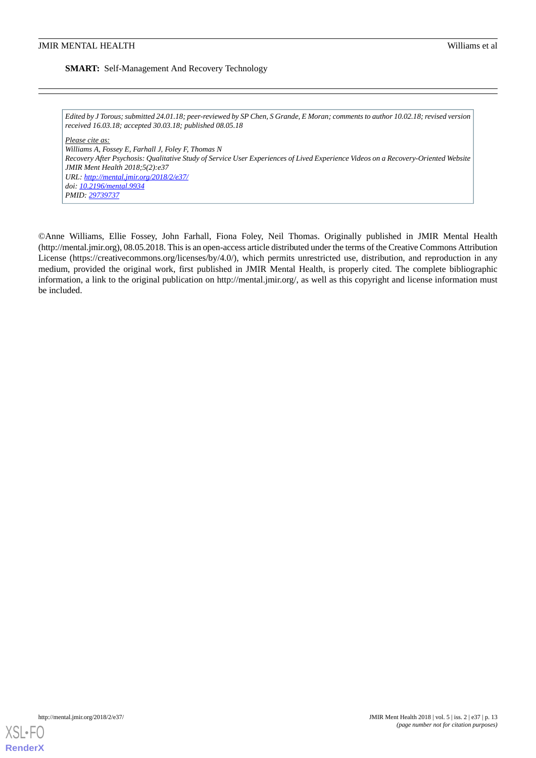**SMART:** Self-Management And Recovery Technology

---

*Edited by J Torous; submitted 24.01.18; peer-reviewed by SP Chen, S Grande, E Moran; comments to author 10.02.18; revised version received 16.03.18; accepted 30.03.18; published 08.05.18*

*Please cite as:*
*Williams A, Fossey E, Farhall J, Foley F, Thomas N*
*Recovery After Psychosis: Qualitative Study of Service User Experiences of Lived Experience Videos on a Recovery-Oriented Website*
*JMIR Ment Health 2018;5(2):e37*
*URL: http://mental.jmir.org/2018/2/e37/*
*doi: 10.2196/mental.9934*
*PMID: 29739737*

©Anne Williams, Ellie Fossey, John Farhall, Fiona Foley, Neil Thomas. Originally published in JMIR Mental Health (http://mental.jmir.org), 08.05.2018. This is an open-access article distributed under the terms of the Creative Commons Attribution License (https://creativecommons.org/licenses/by/4.0/), which permits unrestricted use, distribution, and reproduction in any medium, provided the original work, first published in JMIR Mental Health, is properly cited. The complete bibliographic information, a link to the original publication on http://mental.jmir.org/, as well as this copyright and license information must be included.